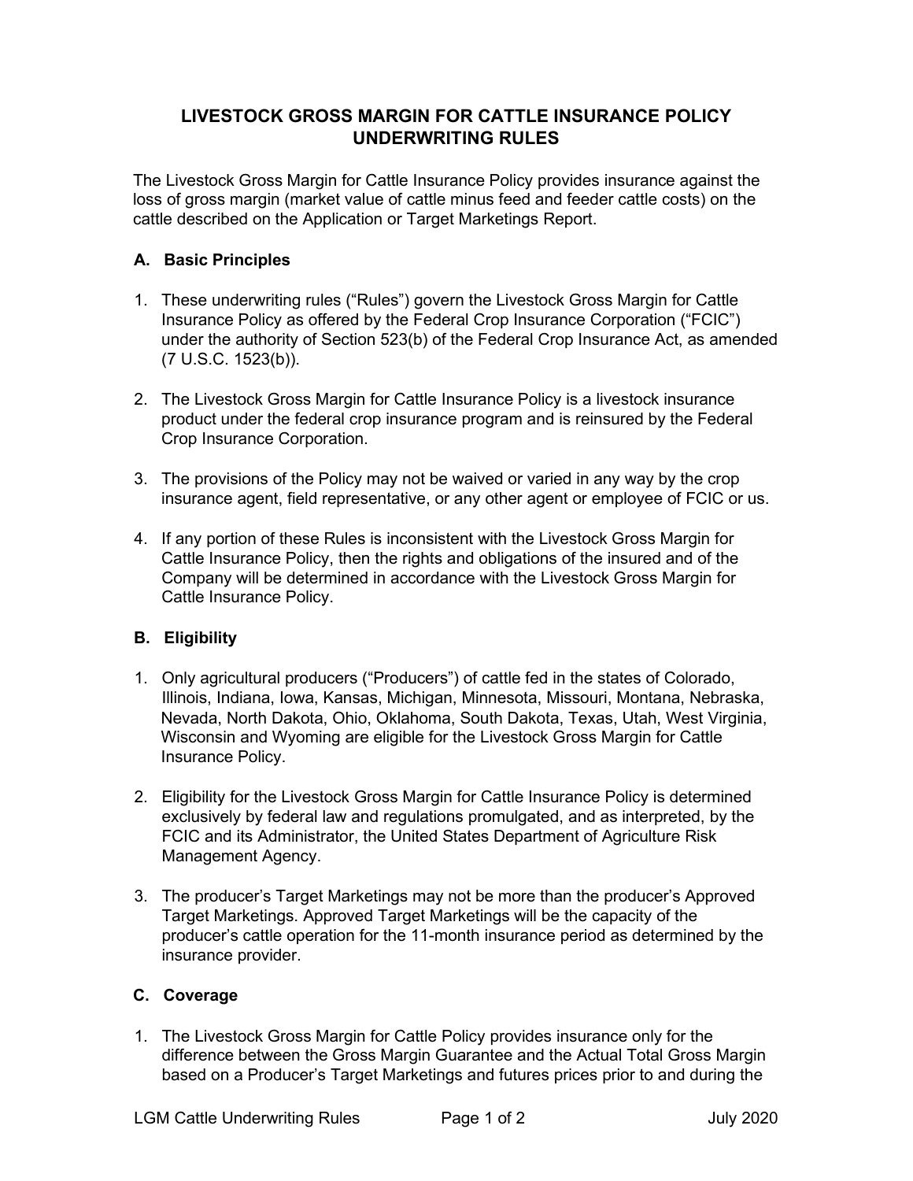# LIVESTOCK GROSS MARGIN FOR CATTLE INSURANCE POLICY UNDERWRITING RULES

The Livestock Gross Margin for Cattle Insurance Policy provides insurance against the loss of gross margin (market value of cattle minus feed and feeder cattle costs) on the cattle described on the Application or Target Marketings Report.

## A. Basic Principles

1. These underwriting rules ("Rules") govern the Livestock Gross Margin for Cattle Insurance Policy as offered by the Federal Crop Insurance Corporation ("FCIC") under the authority of Section 523(b) of the Federal Crop Insurance Act, as amended (7 U.S.C. 1523(b)).

2. The Livestock Gross Margin for Cattle Insurance Policy is a livestock insurance product under the federal crop insurance program and is reinsured by the Federal Crop Insurance Corporation.

3. The provisions of the Policy may not be waived or varied in any way by the crop insurance agent, field representative, or any other agent or employee of FCIC or us.

4. If any portion of these Rules is inconsistent with the Livestock Gross Margin for Cattle Insurance Policy, then the rights and obligations of the insured and of the Company will be determined in accordance with the Livestock Gross Margin for Cattle Insurance Policy.

## B. Eligibility

1. Only agricultural producers ("Producers") of cattle fed in the states of Colorado, Illinois, Indiana, Iowa, Kansas, Michigan, Minnesota, Missouri, Montana, Nebraska, Nevada, North Dakota, Ohio, Oklahoma, South Dakota, Texas, Utah, West Virginia, Wisconsin and Wyoming are eligible for the Livestock Gross Margin for Cattle Insurance Policy.

2. Eligibility for the Livestock Gross Margin for Cattle Insurance Policy is determined exclusively by federal law and regulations promulgated, and as interpreted, by the FCIC and its Administrator, the United States Department of Agriculture Risk Management Agency.

3. The producer's Target Marketings may not be more than the producer's Approved Target Marketings. Approved Target Marketings will be the capacity of the producer's cattle operation for the 11-month insurance period as determined by the insurance provider.

## C. Coverage

1. The Livestock Gross Margin for Cattle Policy provides insurance only for the difference between the Gross Margin Guarantee and the Actual Total Gross Margin based on a Producer's Target Marketings and futures prices prior to and during the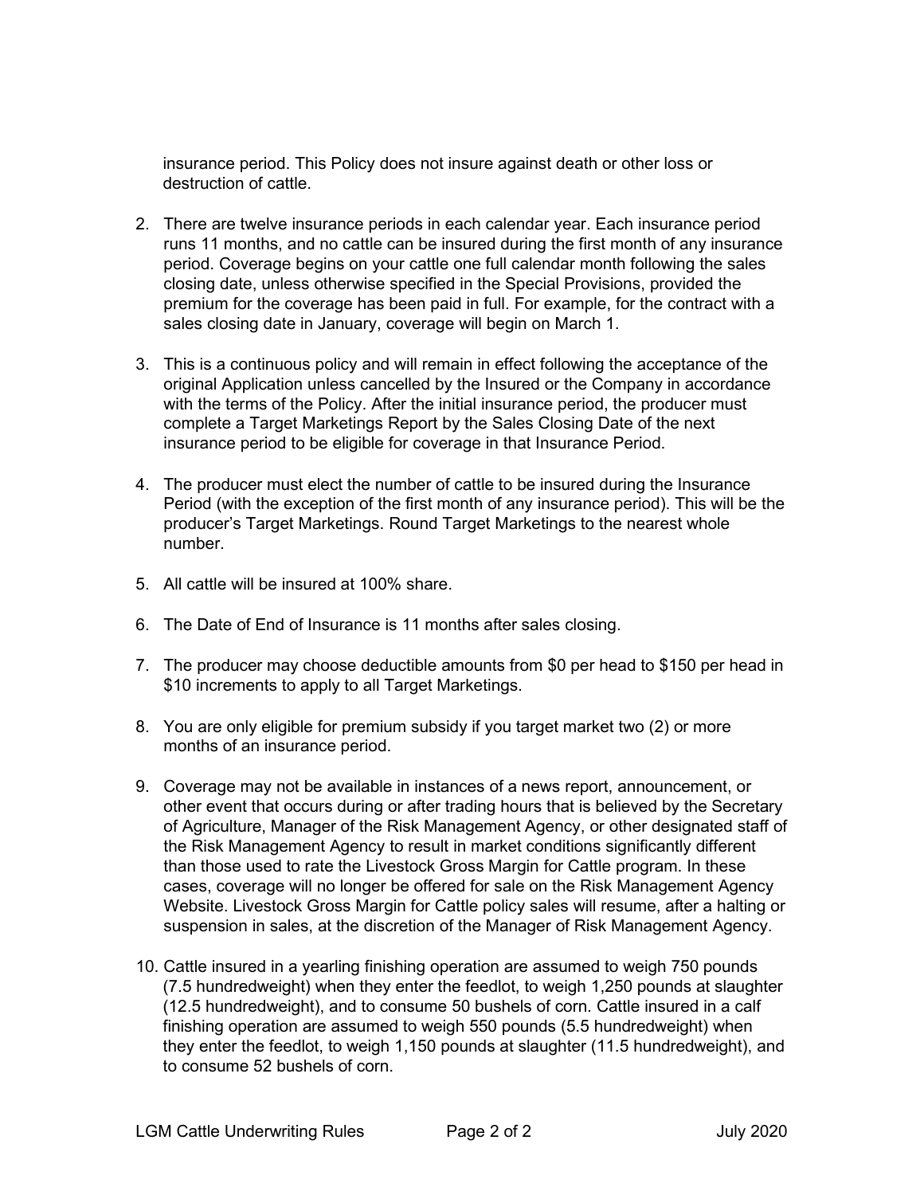insurance period. This Policy does not insure against death or other loss or destruction of cattle.

2. There are twelve insurance periods in each calendar year. Each insurance period runs 11 months, and no cattle can be insured during the first month of any insurance period. Coverage begins on your cattle one full calendar month following the sales closing date, unless otherwise specified in the Special Provisions, provided the premium for the coverage has been paid in full. For example, for the contract with a sales closing date in January, coverage will begin on March 1.

3. This is a continuous policy and will remain in effect following the acceptance of the original Application unless cancelled by the Insured or the Company in accordance with the terms of the Policy. After the initial insurance period, the producer must complete a Target Marketings Report by the Sales Closing Date of the next insurance period to be eligible for coverage in that Insurance Period.

4. The producer must elect the number of cattle to be insured during the Insurance Period (with the exception of the first month of any insurance period). This will be the producer's Target Marketings. Round Target Marketings to the nearest whole number.

5. All cattle will be insured at 100% share.

6. The Date of End of Insurance is 11 months after sales closing.

7. The producer may choose deductible amounts from $0 per head to $150 per head in $10 increments to apply to all Target Marketings.

8. You are only eligible for premium subsidy if you target market two (2) or more months of an insurance period.

9. Coverage may not be available in instances of a news report, announcement, or other event that occurs during or after trading hours that is believed by the Secretary of Agriculture, Manager of the Risk Management Agency, or other designated staff of the Risk Management Agency to result in market conditions significantly different than those used to rate the Livestock Gross Margin for Cattle program. In these cases, coverage will no longer be offered for sale on the Risk Management Agency Website. Livestock Gross Margin for Cattle policy sales will resume, after a halting or suspension in sales, at the discretion of the Manager of Risk Management Agency.

10. Cattle insured in a yearling finishing operation are assumed to weigh 750 pounds (7.5 hundredweight) when they enter the feedlot, to weigh 1,250 pounds at slaughter (12.5 hundredweight), and to consume 50 bushels of corn. Cattle insured in a calf finishing operation are assumed to weigh 550 pounds (5.5 hundredweight) when they enter the feedlot, to weigh 1,150 pounds at slaughter (11.5 hundredweight), and to consume 52 bushels of corn.